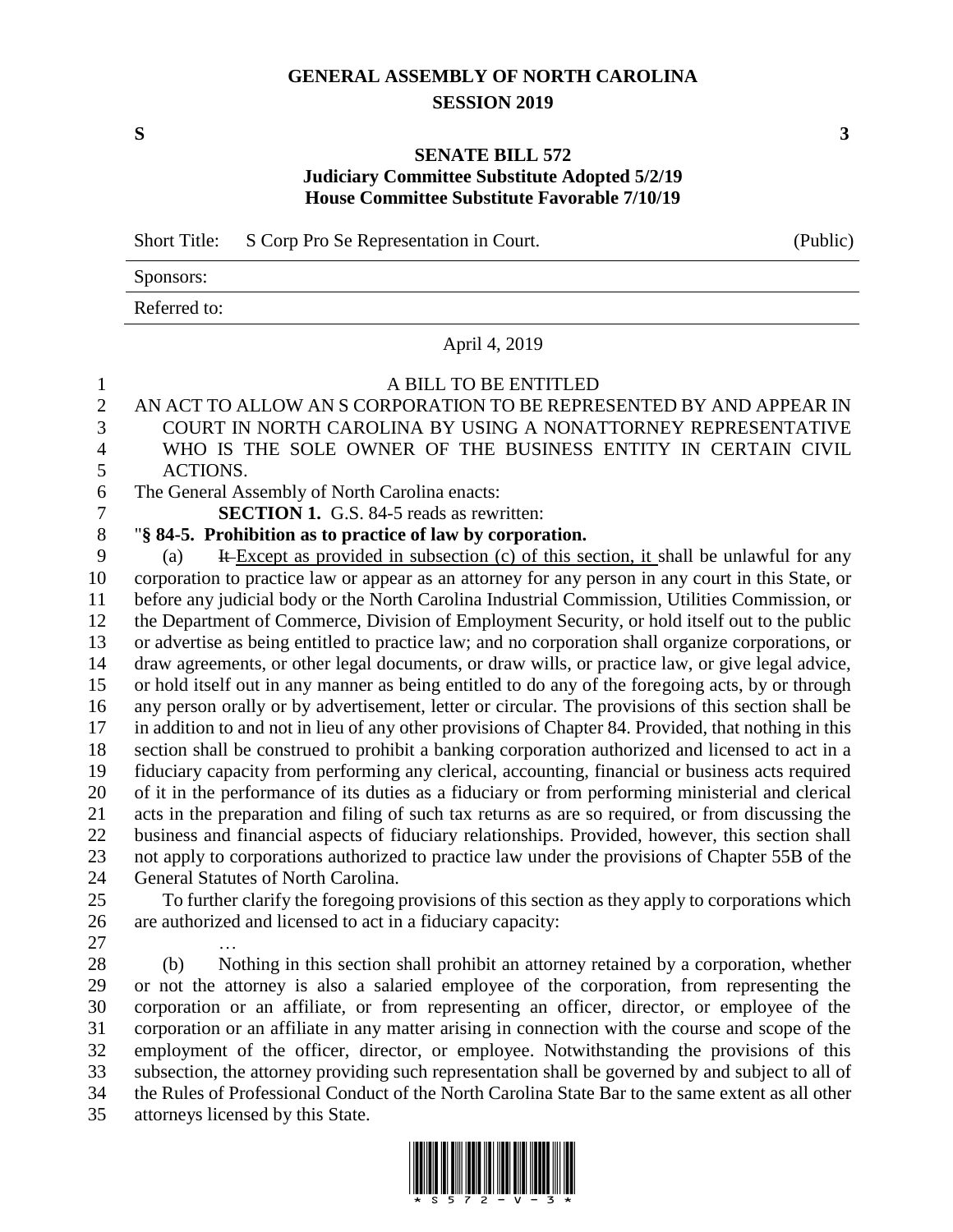# GENERAL ASSEMBLY OF NORTH CAROLINA
## SESSION 2019

**S** **3**

### SENATE BILL 572
**Judiciary Committee Substitute Adopted 5/2/19**
**House Committee Substitute Favorable 7/10/19**

Short Title: S Corp Pro Se Representation in Court. (Public)

Sponsors:

Referred to:

April 4, 2019

A BILL TO BE ENTITLED

AN ACT TO ALLOW AN S CORPORATION TO BE REPRESENTED BY AND APPEAR IN COURT IN NORTH CAROLINA BY USING A NONATTORNEY REPRESENTATIVE WHO IS THE SOLE OWNER OF THE BUSINESS ENTITY IN CERTAIN CIVIL ACTIONS.

The General Assembly of North Carolina enacts:

**SECTION 1.** G.S. 84-5 reads as rewritten:

"**§ 84-5. Prohibition as to practice of law by corporation.**

(a) ~~It~~ Except as provided in subsection (c) of this section, it shall be unlawful for any corporation to practice law or appear as an attorney for any person in any court in this State, or before any judicial body or the North Carolina Industrial Commission, Utilities Commission, or the Department of Commerce, Division of Employment Security, or hold itself out to the public or advertise as being entitled to practice law; and no corporation shall organize corporations, or draw agreements, or other legal documents, or draw wills, or practice law, or give legal advice, or hold itself out in any manner as being entitled to do any of the foregoing acts, by or through any person orally or by advertisement, letter or circular. The provisions of this section shall be in addition to and not in lieu of any other provisions of Chapter 84. Provided, that nothing in this section shall be construed to prohibit a banking corporation authorized and licensed to act in a fiduciary capacity from performing any clerical, accounting, financial or business acts required of it in the performance of its duties as a fiduciary or from performing ministerial and clerical acts in the preparation and filing of such tax returns as are so required, or from discussing the business and financial aspects of fiduciary relationships. Provided, however, this section shall not apply to corporations authorized to practice law under the provisions of Chapter 55B of the General Statutes of North Carolina.

To further clarify the foregoing provisions of this section as they apply to corporations which are authorized and licensed to act in a fiduciary capacity:

…

(b) Nothing in this section shall prohibit an attorney retained by a corporation, whether or not the attorney is also a salaried employee of the corporation, from representing the corporation or an affiliate, or from representing an officer, director, or employee of the corporation or an affiliate in any matter arising in connection with the course and scope of the employment of the officer, director, or employee. Notwithstanding the provisions of this subsection, the attorney providing such representation shall be governed by and subject to all of the Rules of Professional Conduct of the North Carolina State Bar to the same extent as all other attorneys licensed by this State.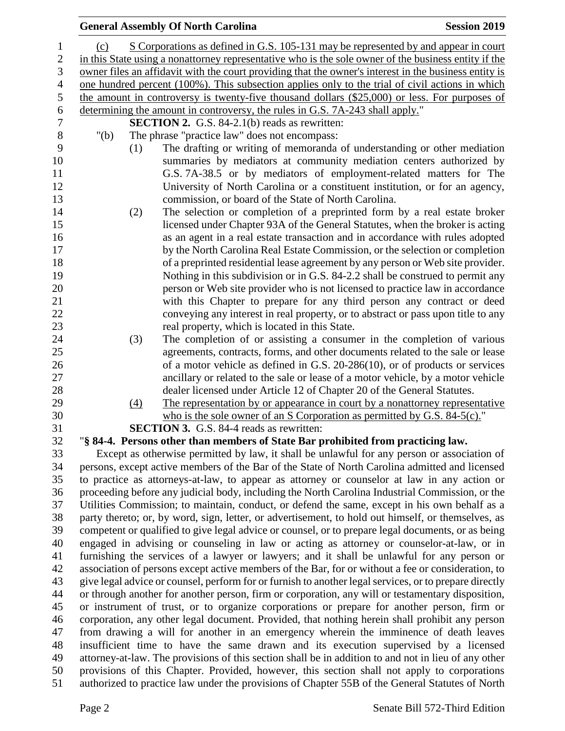<u>(c) S Corporations as defined in G.S. 105-131 may be represented by and appear in court in this State using a nonattorney representative who is the sole owner of the business entity if the owner files an affidavit with the court providing that the owner's interest in the business entity is one hundred percent (100%). This subsection applies only to the trial of civil actions in which the amount in controversy is twenty-five thousand dollars ($25,000) or less. For purposes of determining the amount in controversy, the rules in G.S. 7A-243 shall apply.</u>"

**SECTION 2.** G.S. 84-2.1(b) reads as rewritten:

"(b) The phrase "practice law" does not encompass:

(1) The drafting or writing of memoranda of understanding or other mediation summaries by mediators at community mediation centers authorized by G.S. 7A-38.5 or by mediators of employment-related matters for The University of North Carolina or a constituent institution, or for an agency, commission, or board of the State of North Carolina.

(2) The selection or completion of a preprinted form by a real estate broker licensed under Chapter 93A of the General Statutes, when the broker is acting as an agent in a real estate transaction and in accordance with rules adopted by the North Carolina Real Estate Commission, or the selection or completion of a preprinted residential lease agreement by any person or Web site provider. Nothing in this subdivision or in G.S. 84-2.2 shall be construed to permit any person or Web site provider who is not licensed to practice law in accordance with this Chapter to prepare for any third person any contract or deed conveying any interest in real property, or to abstract or pass upon title to any real property, which is located in this State.

(3) The completion of or assisting a consumer in the completion of various agreements, contracts, forms, and other documents related to the sale or lease of a motor vehicle as defined in G.S. 20-286(10), or of products or services ancillary or related to the sale or lease of a motor vehicle, by a motor vehicle dealer licensed under Article 12 of Chapter 20 of the General Statutes.

<u>(4) The representation by or appearance in court by a nonattorney representative who is the sole owner of an S Corporation as permitted by G.S. 84-5(c).</u>"

**SECTION 3.** G.S. 84-4 reads as rewritten:

"**§ 84-4. Persons other than members of State Bar prohibited from practicing law.**

Except as otherwise permitted by law, it shall be unlawful for any person or association of persons, except active members of the Bar of the State of North Carolina admitted and licensed to practice as attorneys-at-law, to appear as attorney or counselor at law in any action or proceeding before any judicial body, including the North Carolina Industrial Commission, or the Utilities Commission; to maintain, conduct, or defend the same, except in his own behalf as a party thereto; or, by word, sign, letter, or advertisement, to hold out himself, or themselves, as competent or qualified to give legal advice or counsel, or to prepare legal documents, or as being engaged in advising or counseling in law or acting as attorney or counselor-at-law, or in furnishing the services of a lawyer or lawyers; and it shall be unlawful for any person or association of persons except active members of the Bar, for or without a fee or consideration, to give legal advice or counsel, perform for or furnish to another legal services, or to prepare directly or through another for another person, firm or corporation, any will or testamentary disposition, or instrument of trust, or to organize corporations or prepare for another person, firm or corporation, any other legal document. Provided, that nothing herein shall prohibit any person from drawing a will for another in an emergency wherein the imminence of death leaves insufficient time to have the same drawn and its execution supervised by a licensed attorney-at-law. The provisions of this section shall be in addition to and not in lieu of any other provisions of this Chapter. Provided, however, this section shall not apply to corporations authorized to practice law under the provisions of Chapter 55B of the General Statutes of North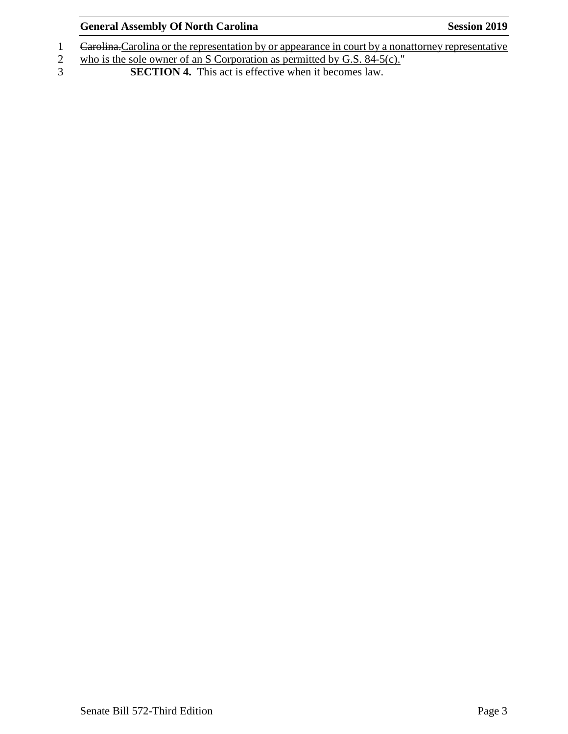~~Carolina.~~Carolina or the representation by or appearance in court by a nonattorney representative who is the sole owner of an S Corporation as permitted by G.S. 84-5(c)."

**SECTION 4.** This act is effective when it becomes law.